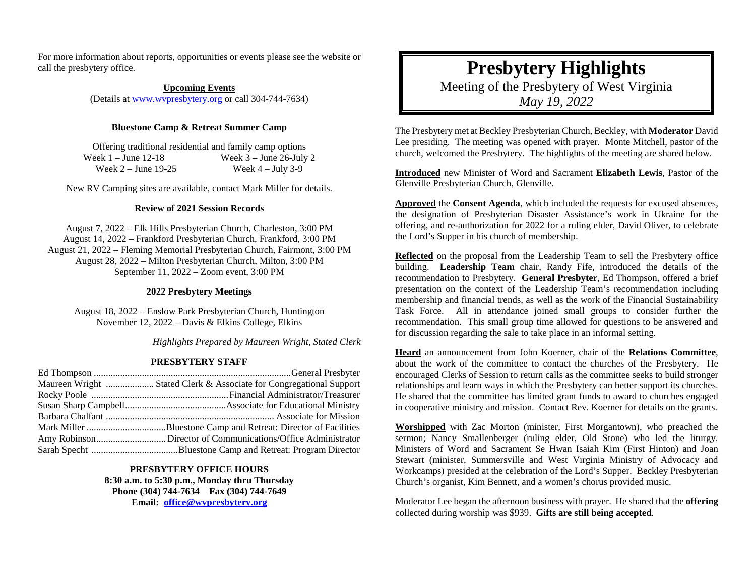# Presbytery Highlights

Meeting of the Presbytery of West Virginia

*May 19, 2022*

The Presbytery met at Beckley Presbyterian Church, Beckley, with **Moderator** David Lee presiding. The meeting was opened with prayer. Monte Mitchell, pastor of the church, welcomed the Presbytery. The highlights of the meeting are shared below.

**Introduced** new Minister of Word and Sacrament **Elizabeth Lewis**, Pastor of the Glenville Presbyterian Church, Glenville.

**Approved** the **Consent Agenda**, which included the requests for excused absences, the designation of Presbyterian Disaster Assistance's work in Ukraine for the offering, and re-authorization for 2022 for a ruling elder, David Oliver, to celebrate the Lord's Supper in his church of membership.

**Reflected** on the proposal from the Leadership Team to sell the Presbytery office building. **Leadership Team** chair, Randy Fife, introduced the details of the recommendation to Presbytery. **General Presbyter**, Ed Thompson, offered a brief presentation on the context of the Leadership Team's recommendation including membership and financial trends, as well as the work of the Financial Sustainability Task Force. All in attendance joined small groups to consider further the recommendation. This small group time allowed for questions to be answered and for discussion regarding the sale to take place in an informal setting.

**Heard** an announcement from John Koerner, chair of the **Relations Committee**, about the work of the committee to contact the churches of the Presbytery. He encouraged Clerks of Session to return calls as the committee seeks to build stronger relationships and learn ways in which the Presbytery can better support its churches. He shared that the committee has limited grant funds to award to churches engaged in cooperative ministry and mission. Contact Rev. Koerner for details on the grants.

**Worshipped** with Zac Morton (minister, First Morgantown), who preached the sermon; Nancy Smallenberger (ruling elder, Old Stone) who led the liturgy. Ministers of Word and Sacrament Se Hwan Isaiah Kim (First Hinton) and Joan Stewart (minister, Summersville and West Virginia Ministry of Advocacy and Workcamps) presided at the celebration of the Lord's Supper. Beckley Presbyterian Church's organist, Kim Bennett, and a women's chorus provided music.

Moderator Lee began the afternoon business with prayer. He shared that the **offering** collected during worship was $939. **Gifts are still being accepted**.

For more information about reports, opportunities or events please see the website or call the presbytery office.

## Upcoming Events

(Details at www.wvpresbytery.org or call 304-744-7634)

### Bluestone Camp & Retreat Summer Camp

Offering traditional residential and family camp options

- Week 1 – June 12-18
- Week 2 – June 19-25
- Week 3 – June 26-July 2
- Week 4 – July 3-9

New RV Camping sites are available, contact Mark Miller for details.

### Review of 2021 Session Records

August 7, 2022 – Elk Hills Presbyterian Church, Charleston, 3:00 PM
August 14, 2022 – Frankford Presbyterian Church, Frankford, 3:00 PM
August 21, 2022 – Fleming Memorial Presbyterian Church, Fairmont, 3:00 PM
August 28, 2022 – Milton Presbyterian Church, Milton, 3:00 PM
September 11, 2022 – Zoom event, 3:00 PM

### 2022 Presbytery Meetings

August 18, 2022 – Enslow Park Presbyterian Church, Huntington
November 12, 2022 – Davis & Elkins College, Elkins

*Highlights Prepared by Maureen Wright, Stated Clerk*

## PRESBYTERY STAFF

Ed Thompson .......... General Presbyter
Maureen Wright .......... Stated Clerk & Associate for Congregational Support
Rocky Poole .......... Financial Administrator/Treasurer
Susan Sharp Campbell .......... Associate for Educational Ministry
Barbara Chalfant .......... Associate for Mission
Mark Miller .......... Bluestone Camp and Retreat: Director of Facilities
Amy Robinson .......... Director of Communications/Office Administrator
Sarah Specht .......... Bluestone Camp and Retreat: Program Director

**PRESBYTERY OFFICE HOURS**
**8:30 a.m. to 5:30 p.m., Monday thru Thursday**
**Phone (304) 744-7634 Fax (304) 744-7649**
**Email: office@wvpresbytery.org**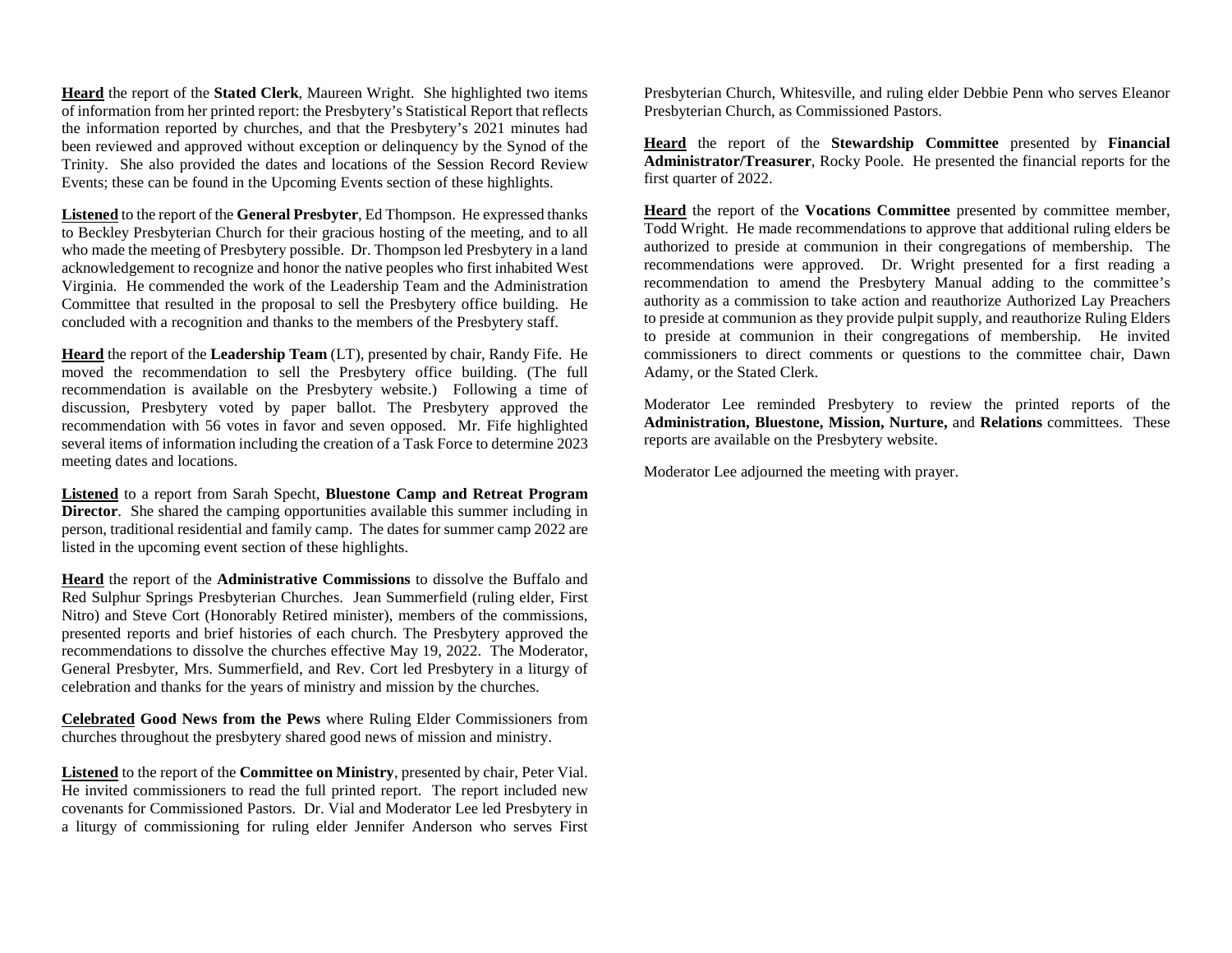**Heard** the report of the **Stated Clerk**, Maureen Wright. She highlighted two items of information from her printed report: the Presbytery's Statistical Report that reflects the information reported by churches, and that the Presbytery's 2021 minutes had been reviewed and approved without exception or delinquency by the Synod of the Trinity. She also provided the dates and locations of the Session Record Review Events; these can be found in the Upcoming Events section of these highlights.

**Listened** to the report of the **General Presbyter**, Ed Thompson. He expressed thanks to Beckley Presbyterian Church for their gracious hosting of the meeting, and to all who made the meeting of Presbytery possible. Dr. Thompson led Presbytery in a land acknowledgement to recognize and honor the native peoples who first inhabited West Virginia. He commended the work of the Leadership Team and the Administration Committee that resulted in the proposal to sell the Presbytery office building. He concluded with a recognition and thanks to the members of the Presbytery staff.

**Heard** the report of the **Leadership Team** (LT), presented by chair, Randy Fife. He moved the recommendation to sell the Presbytery office building. (The full recommendation is available on the Presbytery website.) Following a time of discussion, Presbytery voted by paper ballot. The Presbytery approved the recommendation with 56 votes in favor and seven opposed. Mr. Fife highlighted several items of information including the creation of a Task Force to determine 2023 meeting dates and locations.

**Listened** to a report from Sarah Specht, **Bluestone Camp and Retreat Program Director**. She shared the camping opportunities available this summer including in person, traditional residential and family camp. The dates for summer camp 2022 are listed in the upcoming event section of these highlights.

**Heard** the report of the **Administrative Commissions** to dissolve the Buffalo and Red Sulphur Springs Presbyterian Churches. Jean Summerfield (ruling elder, First Nitro) and Steve Cort (Honorably Retired minister), members of the commissions, presented reports and brief histories of each church. The Presbytery approved the recommendations to dissolve the churches effective May 19, 2022. The Moderator, General Presbyter, Mrs. Summerfield, and Rev. Cort led Presbytery in a liturgy of celebration and thanks for the years of ministry and mission by the churches.

**Celebrated Good News from the Pews** where Ruling Elder Commissioners from churches throughout the presbytery shared good news of mission and ministry.

**Listened** to the report of the **Committee on Ministry**, presented by chair, Peter Vial. He invited commissioners to read the full printed report. The report included new covenants for Commissioned Pastors. Dr. Vial and Moderator Lee led Presbytery in a liturgy of commissioning for ruling elder Jennifer Anderson who serves First Presbyterian Church, Whitesville, and ruling elder Debbie Penn who serves Eleanor Presbyterian Church, as Commissioned Pastors.

**Heard** the report of the **Stewardship Committee** presented by **Financial Administrator/Treasurer**, Rocky Poole. He presented the financial reports for the first quarter of 2022.

**Heard** the report of the **Vocations Committee** presented by committee member, Todd Wright. He made recommendations to approve that additional ruling elders be authorized to preside at communion in their congregations of membership. The recommendations were approved. Dr. Wright presented for a first reading a recommendation to amend the Presbytery Manual adding to the committee's authority as a commission to take action and reauthorize Authorized Lay Preachers to preside at communion as they provide pulpit supply, and reauthorize Ruling Elders to preside at communion in their congregations of membership. He invited commissioners to direct comments or questions to the committee chair, Dawn Adamy, or the Stated Clerk.

Moderator Lee reminded Presbytery to review the printed reports of the **Administration, Bluestone, Mission, Nurture,** and **Relations** committees. These reports are available on the Presbytery website.

Moderator Lee adjourned the meeting with prayer.